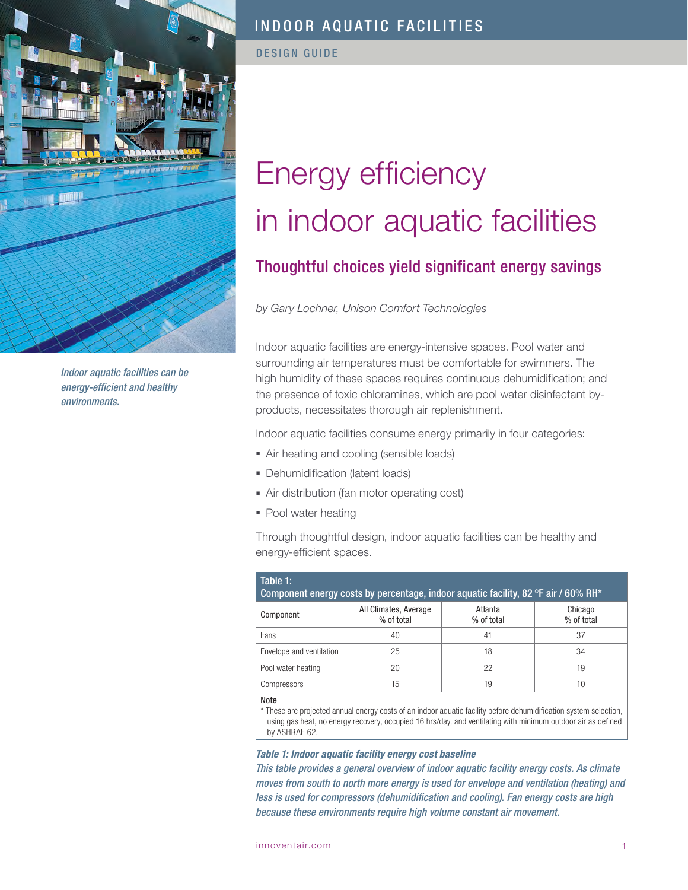INDOOR AQUATIC FACILITIES

DESIGN GUIDE

*Indoor aquatic facilities can be energy-efficient and healthy environments.*

# Energy efficiency in indoor aquatic facilities

## Thoughtful choices yield significant energy savings

*by Gary Lochner, Unison Comfort Technologies*

Indoor aquatic facilities are energy-intensive spaces. Pool water and surrounding air temperatures must be comfortable for swimmers. The high humidity of these spaces requires continuous dehumidification; and the presence of toxic chloramines, which are pool water disinfectant by-products, necessitates thorough air replenishment.

Indoor aquatic facilities consume energy primarily in four categories:

- Air heating and cooling (sensible loads)
- Dehumidification (latent loads)
- Air distribution (fan motor operating cost)
- Pool water heating

Through thoughtful design, indoor aquatic facilities can be healthy and energy-efficient spaces.

**Table 1: Component energy costs by percentage, indoor aquatic facility, 82 °F air / 60% RH***

| Component | All Climates, Average % of total | Atlanta % of total | Chicago % of total |
|---|---|---|---|
| Fans | 40 | 41 | 37 |
| Envelope and ventilation | 25 | 18 | 34 |
| Pool water heating | 20 | 22 | 19 |
| Compressors | 15 | 19 | 10 |

**Note**

* These are projected annual energy costs of an indoor aquatic facility before dehumidification system selection, using gas heat, no energy recovery, occupied 16 hrs/day, and ventilating with minimum outdoor air as defined by ASHRAE 62.

***Table 1: Indoor aquatic facility energy cost baseline***

*This table provides a general overview of indoor aquatic facility energy costs. As climate moves from south to north more energy is used for envelope and ventilation (heating) and less is used for compressors (dehumidification and cooling). Fan energy costs are high because these environments require high volume constant air movement.*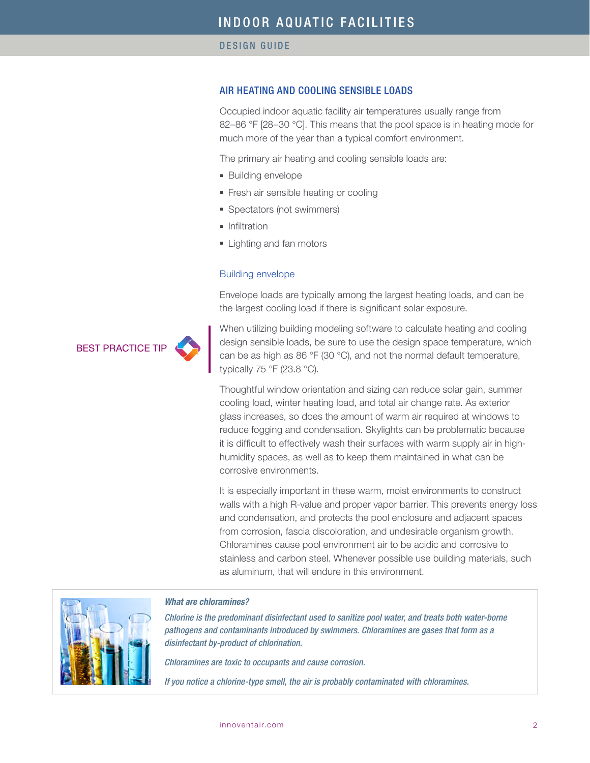## AIR HEATING AND COOLING SENSIBLE LOADS

Occupied indoor aquatic facility air temperatures usually range from 82–86 °F [28–30 °C]. This means that the pool space is in heating mode for much more of the year than a typical comfort environment.

The primary air heating and cooling sensible loads are:

- Building envelope
- Fresh air sensible heating or cooling
- Spectators (not swimmers)
- Infiltration
- Lighting and fan motors

### Building envelope

Envelope loads are typically among the largest heating loads, and can be the largest cooling load if there is significant solar exposure.

**BEST PRACTICE TIP**

When utilizing building modeling software to calculate heating and cooling design sensible loads, be sure to use the design space temperature, which can be as high as 86 °F (30 °C), and not the normal default temperature, typically 75 °F (23.8 °C).

Thoughtful window orientation and sizing can reduce solar gain, summer cooling load, winter heating load, and total air change rate. As exterior glass increases, so does the amount of warm air required at windows to reduce fogging and condensation. Skylights can be problematic because it is difficult to effectively wash their surfaces with warm supply air in high-humidity spaces, as well as to keep them maintained in what can be corrosive environments.

It is especially important in these warm, moist environments to construct walls with a high R-value and proper vapor barrier. This prevents energy loss and condensation, and protects the pool enclosure and adjacent spaces from corrosion, fascia discoloration, and undesirable organism growth. Chloramines cause pool environment air to be acidic and corrosive to stainless and carbon steel. Whenever possible use building materials, such as aluminum, that will endure in this environment.

***What are chloramines?***

*Chlorine is the predominant disinfectant used to sanitize pool water, and treats both water-borne pathogens and contaminants introduced by swimmers. Chloramines are gases that form as a disinfectant by-product of chlorination.*

*Chloramines are toxic to occupants and cause corrosion.*

*If you notice a chlorine-type smell, the air is probably contaminated with chloramines.*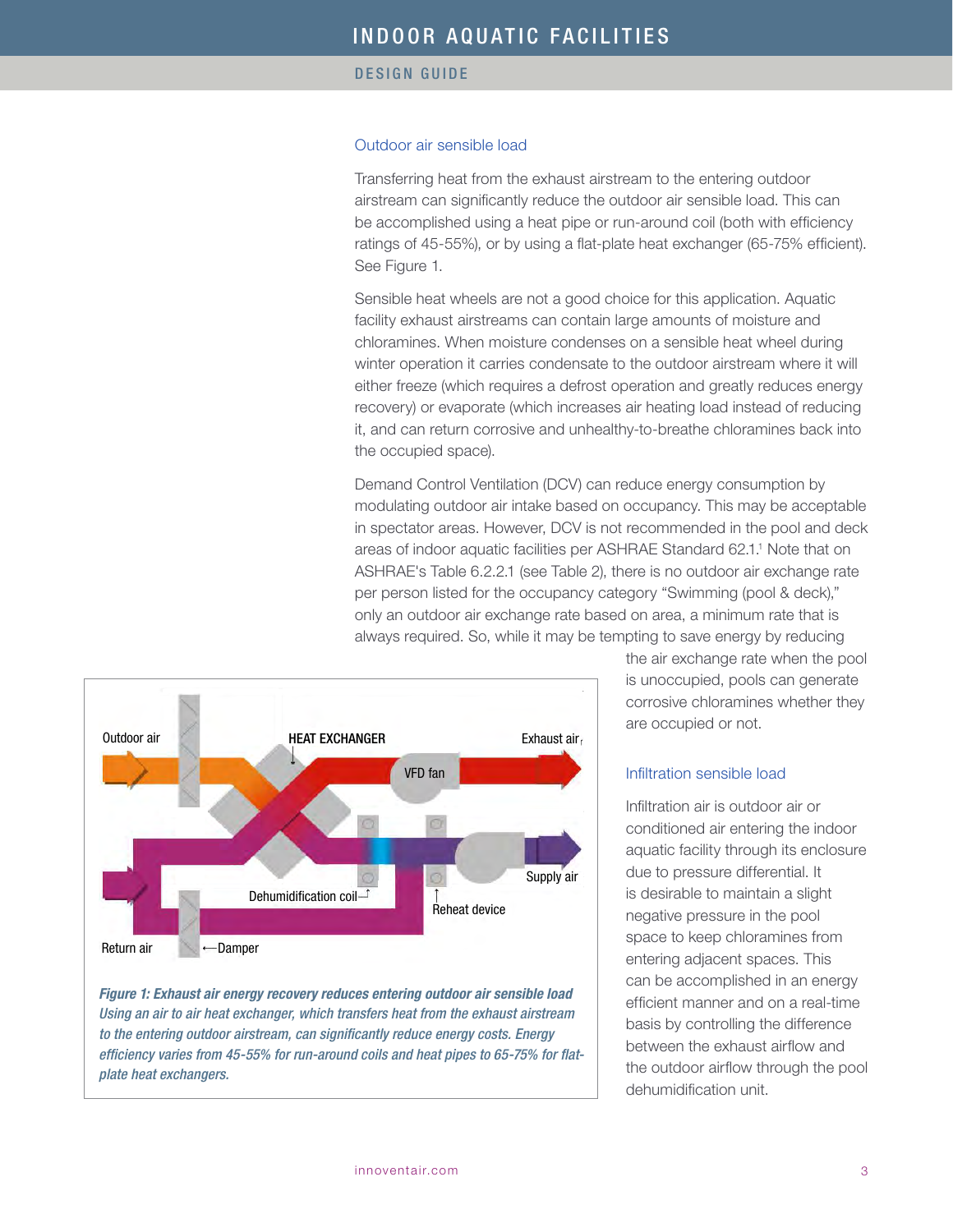### Outdoor air sensible load

Transferring heat from the exhaust airstream to the entering outdoor airstream can significantly reduce the outdoor air sensible load. This can be accomplished using a heat pipe or run-around coil (both with efficiency ratings of 45-55%), or by using a flat-plate heat exchanger (65-75% efficient). See Figure 1.

Sensible heat wheels are not a good choice for this application. Aquatic facility exhaust airstreams can contain large amounts of moisture and chloramines. When moisture condenses on a sensible heat wheel during winter operation it carries condensate to the outdoor airstream where it will either freeze (which requires a defrost operation and greatly reduces energy recovery) or evaporate (which increases air heating load instead of reducing it, and can return corrosive and unhealthy-to-breathe chloramines back into the occupied space).

Demand Control Ventilation (DCV) can reduce energy consumption by modulating outdoor air intake based on occupancy. This may be acceptable in spectator areas. However, DCV is not recommended in the pool and deck areas of indoor aquatic facilities per ASHRAE Standard 62.1.[1] Note that on ASHRAE's Table 6.2.2.1 (see Table 2), there is no outdoor air exchange rate per person listed for the occupancy category "Swimming (pool & deck)," only an outdoor air exchange rate based on area, a minimum rate that is always required. So, while it may be tempting to save energy by reducing the air exchange rate when the pool is unoccupied, pools can generate corrosive chloramines whether they are occupied or not.

Outdoor air | HEAT EXCHANGER | Exhaust air | VFD fan | Supply air | Dehumidification coil | Reheat device | Return air | Damper

***Figure 1: Exhaust air energy recovery reduces entering outdoor air sensible load***
*Using an air to air heat exchanger, which transfers heat from the exhaust airstream to the entering outdoor airstream, can significantly reduce energy costs. Energy efficiency varies from 45-55% for run-around coils and heat pipes to 65-75% for flat-plate heat exchangers.*

### Infiltration sensible load

Infiltration air is outdoor air or conditioned air entering the indoor aquatic facility through its enclosure due to pressure differential. It is desirable to maintain a slight negative pressure in the pool space to keep chloramines from entering adjacent spaces. This can be accomplished in an energy efficient manner and on a real-time basis by controlling the difference between the exhaust airflow and the outdoor airflow through the pool dehumidification unit.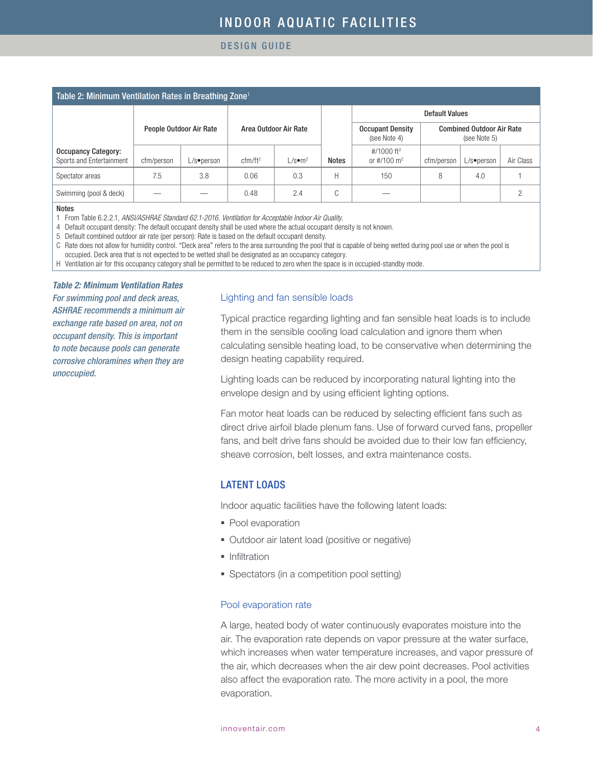**Table 2: Minimum Ventilation Rates in Breathing Zone**[1]

| Occupancy Category: Sports and Entertainment | People Outdoor Air Rate | | Area Outdoor Air Rate | | Notes | Default Values: Occupant Density (see Note 4) | Default Values: Combined Outdoor Air Rate (see Note 5) | | |
|---|---|---|---|---|---|---|---|---|---|
| | cfm/person | L/s•person | cfm/ft² | L/s•m² | | #/1000 ft² or #/100 m² | cfm/person | L/s•person | Air Class |
| Spectator areas | 7.5 | 3.8 | 0.06 | 0.3 | H | 150 | 8 | 4.0 | 1 |
| Swimming (pool & deck) | — | — | 0.48 | 2.4 | C | — | | | 2 |

**Notes**

1 From Table 6.2.2.1, *ANSI/ASHRAE Standard 62.1-2016. Ventilation for Acceptable Indoor Air Quality.*

4 Default occupant density: The default occupant density shall be used where the actual occupant density is not known.

5 Default combined outdoor air rate (per person): Rate is based on the default occupant density.

C Rate does not allow for humidity control. "Deck area" refers to the area surrounding the pool that is capable of being wetted during pool use or when the pool is occupied. Deck area that is not expected to be wetted shall be designated as an occupancy category.

H Ventilation air for this occupancy category shall be permitted to be reduced to zero when the space is in occupied-standby mode.

***Table 2: Minimum Ventilation Rates***
*For swimming pool and deck areas, ASHRAE recommends a minimum air exchange rate based on area, not on occupant density. This is important to note because pools can generate corrosive chloramines when they are unoccupied.*

### Lighting and fan sensible loads

Typical practice regarding lighting and fan sensible heat loads is to include them in the sensible cooling load calculation and ignore them when calculating sensible heating load, to be conservative when determining the design heating capability required.

Lighting loads can be reduced by incorporating natural lighting into the envelope design and by using efficient lighting options.

Fan motor heat loads can be reduced by selecting efficient fans such as direct drive airfoil blade plenum fans. Use of forward curved fans, propeller fans, and belt drive fans should be avoided due to their low fan efficiency, sheave corrosion, belt losses, and extra maintenance costs.

## LATENT LOADS

Indoor aquatic facilities have the following latent loads:

- Pool evaporation
- Outdoor air latent load (positive or negative)
- Infiltration
- Spectators (in a competition pool setting)

### Pool evaporation rate

A large, heated body of water continuously evaporates moisture into the air. The evaporation rate depends on vapor pressure at the water surface, which increases when water temperature increases, and vapor pressure of the air, which decreases when the air dew point decreases. Pool activities also affect the evaporation rate. The more activity in a pool, the more evaporation.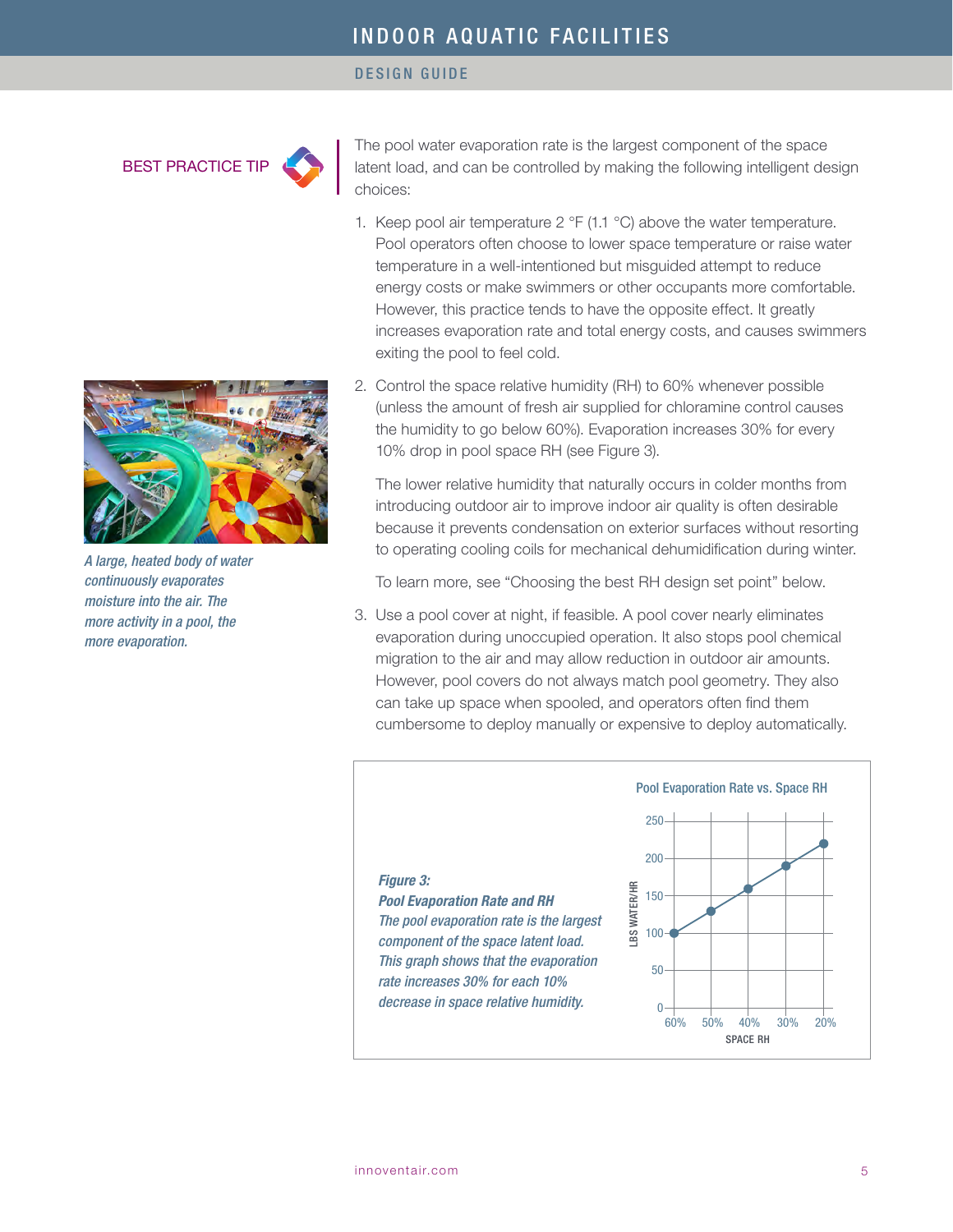**BEST PRACTICE TIP**

The pool water evaporation rate is the largest component of the space latent load, and can be controlled by making the following intelligent design choices:

1. Keep pool air temperature 2 °F (1.1 °C) above the water temperature. Pool operators often choose to lower space temperature or raise water temperature in a well-intentioned but misguided attempt to reduce energy costs or make swimmers or other occupants more comfortable. However, this practice tends to have the opposite effect. It greatly increases evaporation rate and total energy costs, and causes swimmers exiting the pool to feel cold.
2. Control the space relative humidity (RH) to 60% whenever possible (unless the amount of fresh air supplied for chloramine control causes the humidity to go below 60%). Evaporation increases 30% for every 10% drop in pool space RH (see Figure 3).

   The lower relative humidity that naturally occurs in colder months from introducing outdoor air to improve indoor air quality is often desirable because it prevents condensation on exterior surfaces without resorting to operating cooling coils for mechanical dehumidification during winter.

   To learn more, see "Choosing the best RH design set point" below.
3. Use a pool cover at night, if feasible. A pool cover nearly eliminates evaporation during unoccupied operation. It also stops pool chemical migration to the air and may allow reduction in outdoor air amounts. However, pool covers do not always match pool geometry. They also can take up space when spooled, and operators often find them cumbersome to deploy manually or expensive to deploy automatically.

*A large, heated body of water continuously evaporates moisture into the air. The more activity in a pool, the more evaporation.*

**Pool Evaporation Rate vs. Space RH**

| Space RH | Lbs Water/Hr |
|---|---|
| 60% | 100 |
| 50% | 130 |
| 40% | 160 |
| 30% | 190 |
| 20% | 220 |

***Figure 3: Pool Evaporation Rate and RH***
*The pool evaporation rate is the largest component of the space latent load. This graph shows that the evaporation rate increases 30% for each 10% decrease in space relative humidity.*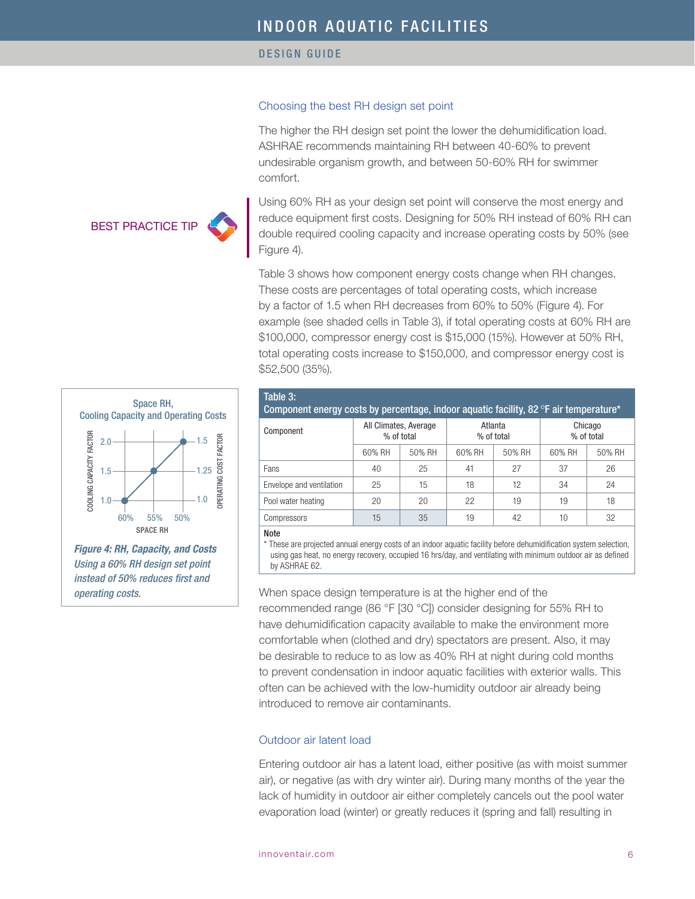### Choosing the best RH design set point

The higher the RH design set point the lower the dehumidification load. ASHRAE recommends maintaining RH between 40-60% to prevent undesirable organism growth, and between 50-60% RH for swimmer comfort.

BEST PRACTICE TIP

Using 60% RH as your design set point will conserve the most energy and reduce equipment first costs. Designing for 50% RH instead of 60% RH can double required cooling capacity and increase operating costs by 50% (see Figure 4).

Table 3 shows how component energy costs change when RH changes. These costs are percentages of total operating costs, which increase by a factor of 1.5 when RH decreases from 60% to 50% (Figure 4). For example (see shaded cells in Table 3), if total operating costs at 60% RH are $100,000, compressor energy cost is $15,000 (15%). However at 50% RH, total operating costs increase to $150,000, and compressor energy cost is $52,500 (35%).

Space RH, Cooling Capacity and Operating Costs

| Space RH | Cooling Capacity Factor | Operating Cost Factor |
|---|---|---|
| 60% | 1.0 | 1.0 |
| 55% | 1.5 | 1.25 |
| 50% | 2.0 | 1.5 |

***Figure 4: RH, Capacity, and Costs*** *Using a 60% RH design set point instead of 50% RH reduces first and operating costs.*

**Table 3: Component energy costs by percentage, indoor aquatic facility, 82 °F air temperature***

| Component | All Climates, Average % of total | | Atlanta % of total | | Chicago % of total | |
|---|---|---|---|---|---|---|
| | 60% RH | 50% RH | 60% RH | 50% RH | 60% RH | 50% RH |
| Fans | 40 | 25 | 41 | 27 | 37 | 26 |
| Envelope and ventilation | 25 | 15 | 18 | 12 | 34 | 24 |
| Pool water heating | 20 | 20 | 22 | 19 | 19 | 18 |
| Compressors | 15 | 35 | 19 | 42 | 10 | 32 |

**Note**

* These are projected annual energy costs of an indoor aquatic facility before dehumidification system selection, using gas heat, no energy recovery, occupied 16 hrs/day, and ventilating with minimum outdoor air as defined by ASHRAE 62.

When space design temperature is at the higher end of the recommended range (86 °F [30 °C]) consider designing for 55% RH to have dehumidification capacity available to make the environment more comfortable when (clothed and dry) spectators are present. Also, it may be desirable to reduce to as low as 40% RH at night during cold months to prevent condensation in indoor aquatic facilities with exterior walls. This often can be achieved with the low-humidity outdoor air already being introduced to remove air contaminants.

### Outdoor air latent load

Entering outdoor air has a latent load, either positive (as with moist summer air), or negative (as with dry winter air). During many months of the year the lack of humidity in outdoor air either completely cancels out the pool water evaporation load (winter) or greatly reduces it (spring and fall) resulting in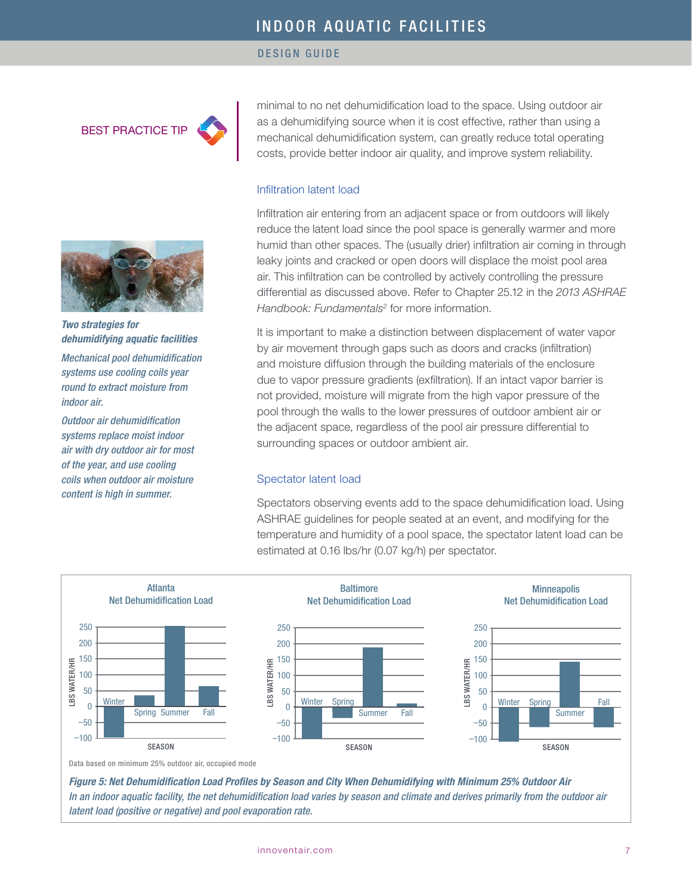BEST PRACTICE TIP

minimal to no net dehumidification load to the space. Using outdoor air as a dehumidifying source when it is cost effective, rather than using a mechanical dehumidification system, can greatly reduce total operating costs, provide better indoor air quality, and improve system reliability.

***Two strategies for dehumidifying aquatic facilities***

*Mechanical pool dehumidification systems use cooling coils year round to extract moisture from indoor air.*

*Outdoor air dehumidification systems replace moist indoor air with dry outdoor air for most of the year, and use cooling coils when outdoor air moisture content is high in summer.*

### Infiltration latent load

Infiltration air entering from an adjacent space or from outdoors will likely reduce the latent load since the pool space is generally warmer and more humid than other spaces. The (usually drier) infiltration air coming in through leaky joints and cracked or open doors will displace the moist pool area air. This infiltration can be controlled by actively controlling the pressure differential as discussed above. Refer to Chapter 25.12 in the *2013 ASHRAE Handbook: Fundamentals*[2] for more information.

It is important to make a distinction between displacement of water vapor by air movement through gaps such as doors and cracks (infiltration) and moisture diffusion through the building materials of the enclosure due to vapor pressure gradients (exfiltration). If an intact vapor barrier is not provided, moisture will migrate from the high vapor pressure of the pool through the walls to the lower pressures of outdoor ambient air or the adjacent space, regardless of the pool air pressure differential to surrounding spaces or outdoor ambient air.

### Spectator latent load

Spectators observing events add to the space dehumidification load. Using ASHRAE guidelines for people seated at an event, and modifying for the temperature and humidity of a pool space, the spectator latent load can be estimated at 0.16 lbs/hr (0.07 kg/h) per spectator.

Data based on minimum 25% outdoor air, occupied mode

***Figure 5: Net Dehumidification Load Profiles by Season and City When Dehumidifying with Minimum 25% Outdoor Air***

*In an indoor aquatic facility, the net dehumidification load varies by season and climate and derives primarily from the outdoor air latent load (positive or negative) and pool evaporation rate.*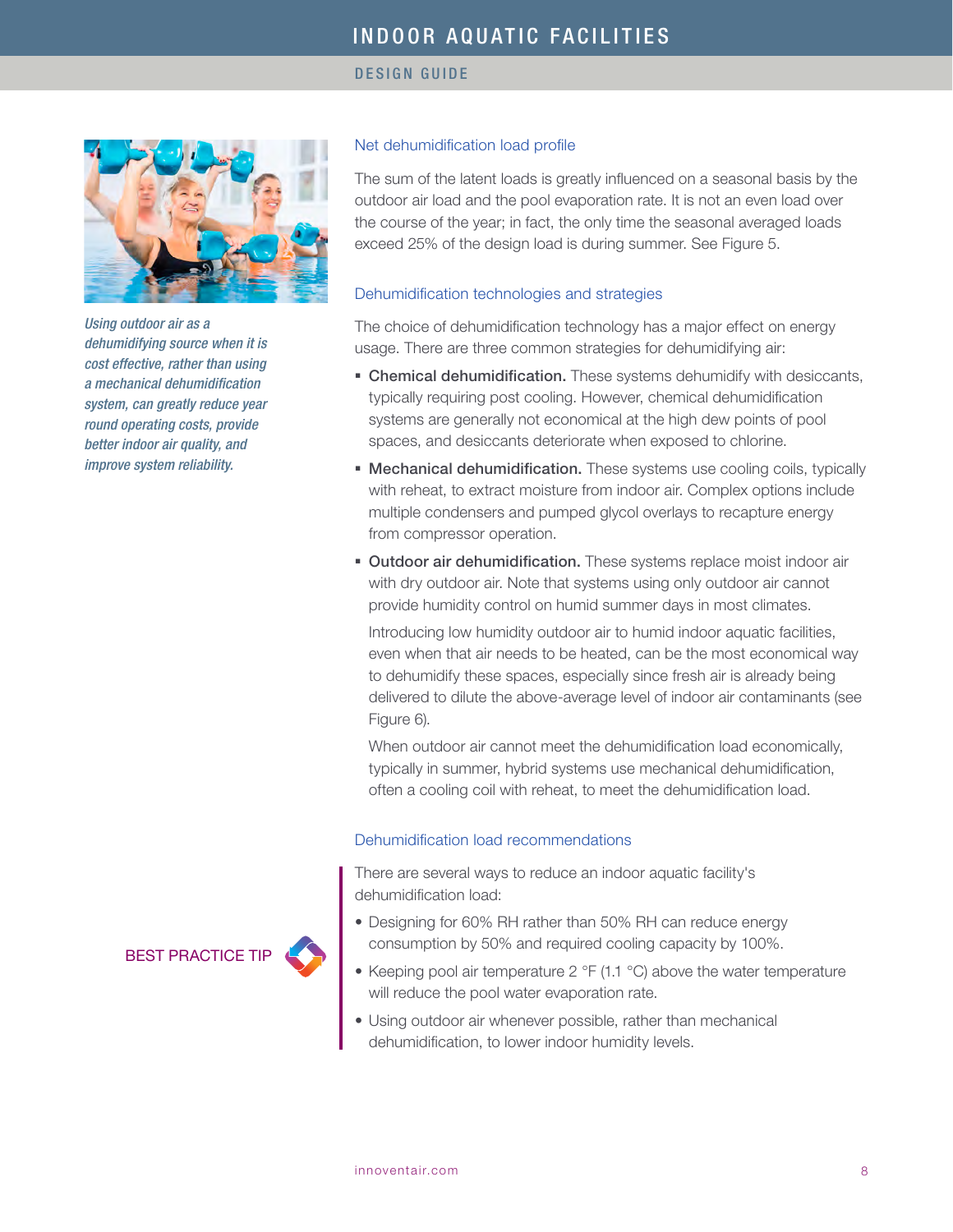*Using outdoor air as a dehumidifying source when it is cost effective, rather than using a mechanical dehumidification system, can greatly reduce year round operating costs, provide better indoor air quality, and improve system reliability.*

### Net dehumidification load profile

The sum of the latent loads is greatly influenced on a seasonal basis by the outdoor air load and the pool evaporation rate. It is not an even load over the course of the year; in fact, the only time the seasonal averaged loads exceed 25% of the design load is during summer. See Figure 5.

### Dehumidification technologies and strategies

The choice of dehumidification technology has a major effect on energy usage. There are three common strategies for dehumidifying air:

- **Chemical dehumidification.** These systems dehumidify with desiccants, typically requiring post cooling. However, chemical dehumidification systems are generally not economical at the high dew points of pool spaces, and desiccants deteriorate when exposed to chlorine.
- **Mechanical dehumidification.** These systems use cooling coils, typically with reheat, to extract moisture from indoor air. Complex options include multiple condensers and pumped glycol overlays to recapture energy from compressor operation.
- **Outdoor air dehumidification.** These systems replace moist indoor air with dry outdoor air. Note that systems using only outdoor air cannot provide humidity control on humid summer days in most climates.

  Introducing low humidity outdoor air to humid indoor aquatic facilities, even when that air needs to be heated, can be the most economical way to dehumidify these spaces, especially since fresh air is already being delivered to dilute the above-average level of indoor air contaminants (see Figure 6).

  When outdoor air cannot meet the dehumidification load economically, typically in summer, hybrid systems use mechanical dehumidification, often a cooling coil with reheat, to meet the dehumidification load.

### Dehumidification load recommendations

BEST PRACTICE TIP

There are several ways to reduce an indoor aquatic facility's dehumidification load:

- Designing for 60% RH rather than 50% RH can reduce energy consumption by 50% and required cooling capacity by 100%.
- Keeping pool air temperature 2 °F (1.1 °C) above the water temperature will reduce the pool water evaporation rate.
- Using outdoor air whenever possible, rather than mechanical dehumidification, to lower indoor humidity levels.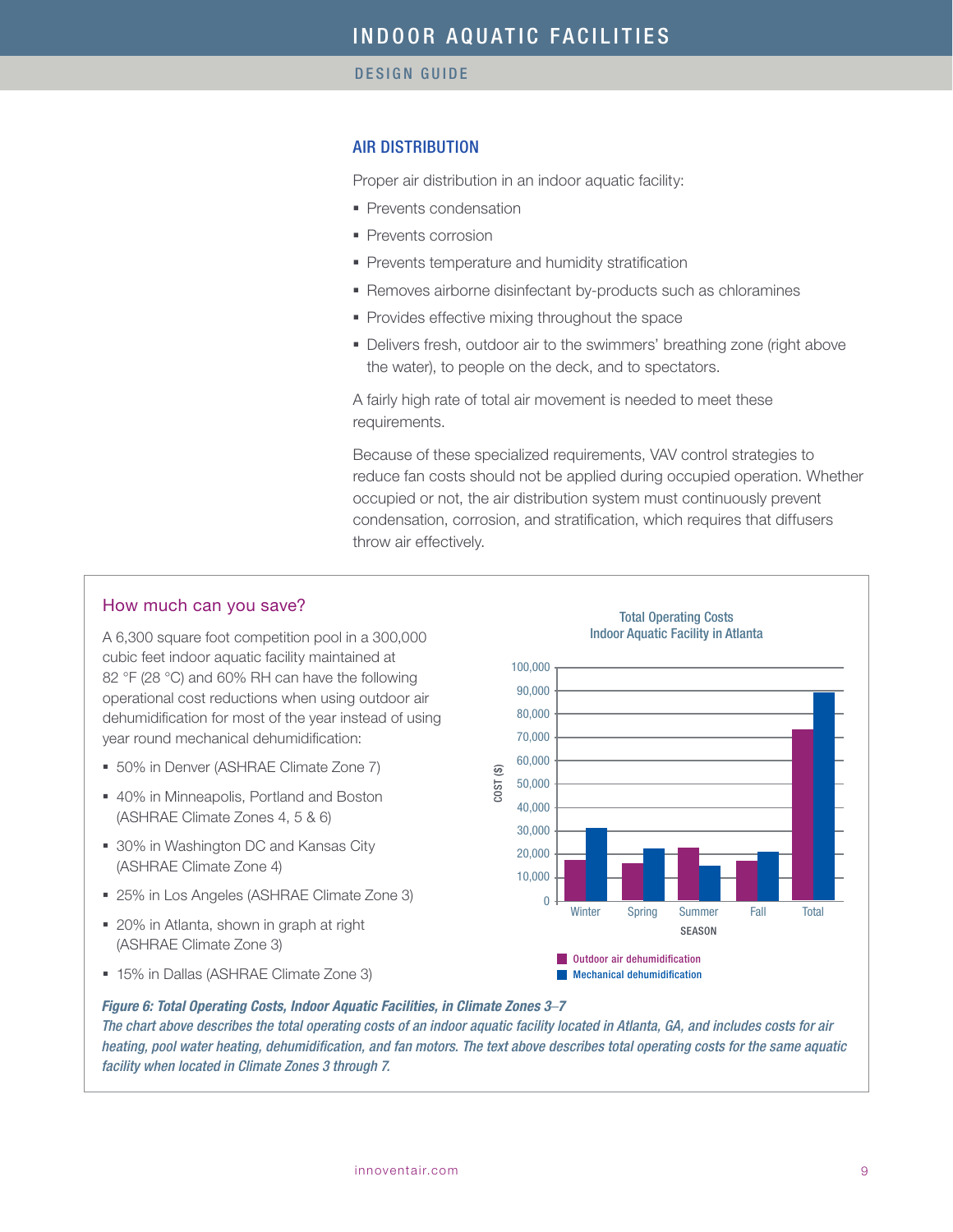## AIR DISTRIBUTION

Proper air distribution in an indoor aquatic facility:

- Prevents condensation
- Prevents corrosion
- Prevents temperature and humidity stratification
- Removes airborne disinfectant by-products such as chloramines
- Provides effective mixing throughout the space
- Delivers fresh, outdoor air to the swimmers' breathing zone (right above the water), to people on the deck, and to spectators.

A fairly high rate of total air movement is needed to meet these requirements.

Because of these specialized requirements, VAV control strategies to reduce fan costs should not be applied during occupied operation. Whether occupied or not, the air distribution system must continuously prevent condensation, corrosion, and stratification, which requires that diffusers throw air effectively.

### How much can you save?

A 6,300 square foot competition pool in a 300,000 cubic feet indoor aquatic facility maintained at 82 °F (28 °C) and 60% RH can have the following operational cost reductions when using outdoor air dehumidification for most of the year instead of using year round mechanical dehumidification:

- 50% in Denver (ASHRAE Climate Zone 7)
- 40% in Minneapolis, Portland and Boston (ASHRAE Climate Zones 4, 5 & 6)
- 30% in Washington DC and Kansas City (ASHRAE Climate Zone 4)
- 25% in Los Angeles (ASHRAE Climate Zone 3)
- 20% in Atlanta, shown in graph at right (ASHRAE Climate Zone 3)
- 15% in Dallas (ASHRAE Climate Zone 3)

**Total Operating Costs**
**Indoor Aquatic Facility in Atlanta**

*Figure 6: Total Operating Costs, Indoor Aquatic Facilities, in Climate Zones 3–7*

*The chart above describes the total operating costs of an indoor aquatic facility located in Atlanta, GA, and includes costs for air heating, pool water heating, dehumidification, and fan motors. The text above describes total operating costs for the same aquatic facility when located in Climate Zones 3 through 7.*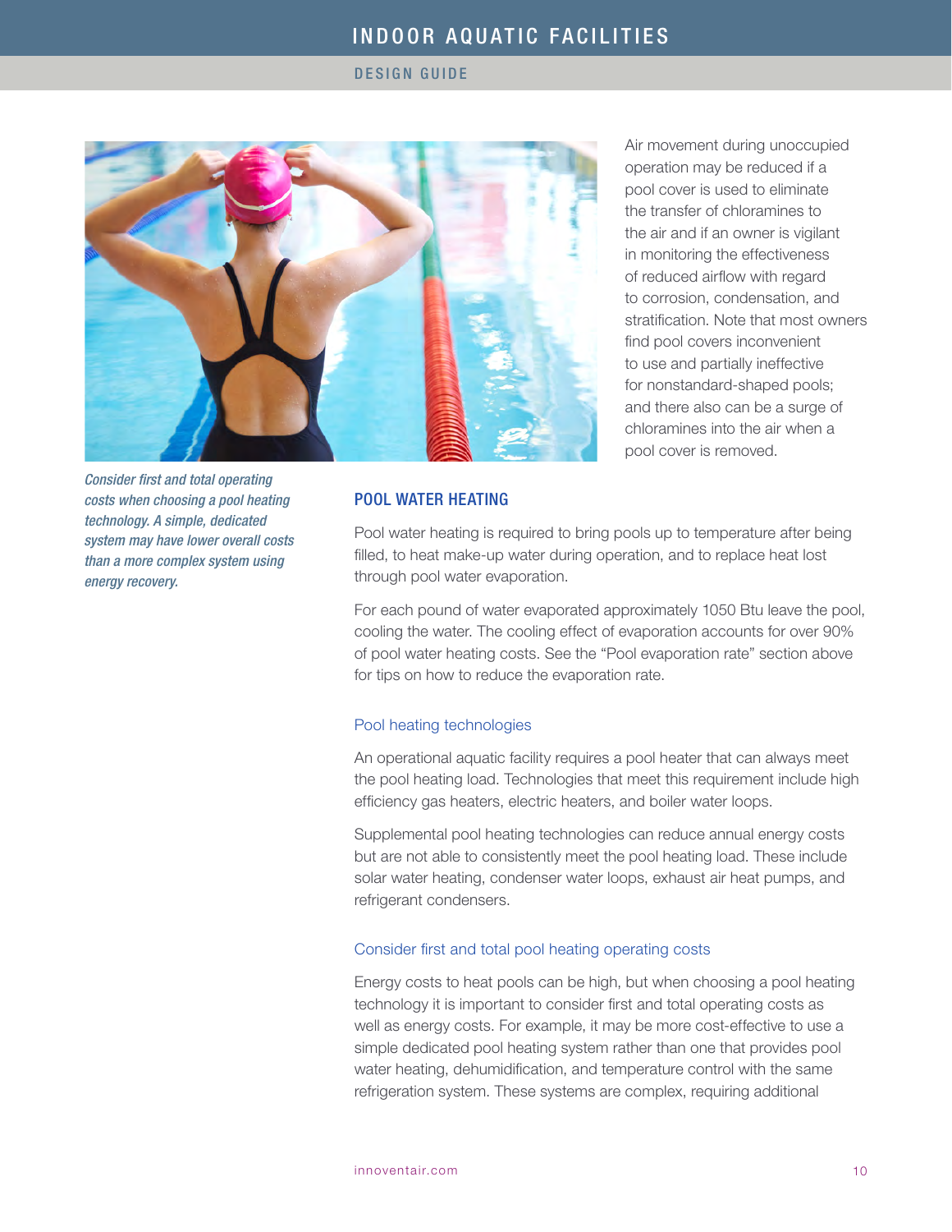Air movement during unoccupied operation may be reduced if a pool cover is used to eliminate the transfer of chloramines to the air and if an owner is vigilant in monitoring the effectiveness of reduced airflow with regard to corrosion, condensation, and stratification. Note that most owners find pool covers inconvenient to use and partially ineffective for nonstandard-shaped pools; and there also can be a surge of chloramines into the air when a pool cover is removed.

*Consider first and total operating costs when choosing a pool heating technology. A simple, dedicated system may have lower overall costs than a more complex system using energy recovery.*

## POOL WATER HEATING

Pool water heating is required to bring pools up to temperature after being filled, to heat make-up water during operation, and to replace heat lost through pool water evaporation.

For each pound of water evaporated approximately 1050 Btu leave the pool, cooling the water. The cooling effect of evaporation accounts for over 90% of pool water heating costs. See the "Pool evaporation rate" section above for tips on how to reduce the evaporation rate.

### Pool heating technologies

An operational aquatic facility requires a pool heater that can always meet the pool heating load. Technologies that meet this requirement include high efficiency gas heaters, electric heaters, and boiler water loops.

Supplemental pool heating technologies can reduce annual energy costs but are not able to consistently meet the pool heating load. These include solar water heating, condenser water loops, exhaust air heat pumps, and refrigerant condensers.

### Consider first and total pool heating operating costs

Energy costs to heat pools can be high, but when choosing a pool heating technology it is important to consider first and total operating costs as well as energy costs. For example, it may be more cost-effective to use a simple dedicated pool heating system rather than one that provides pool water heating, dehumidification, and temperature control with the same refrigeration system. These systems are complex, requiring additional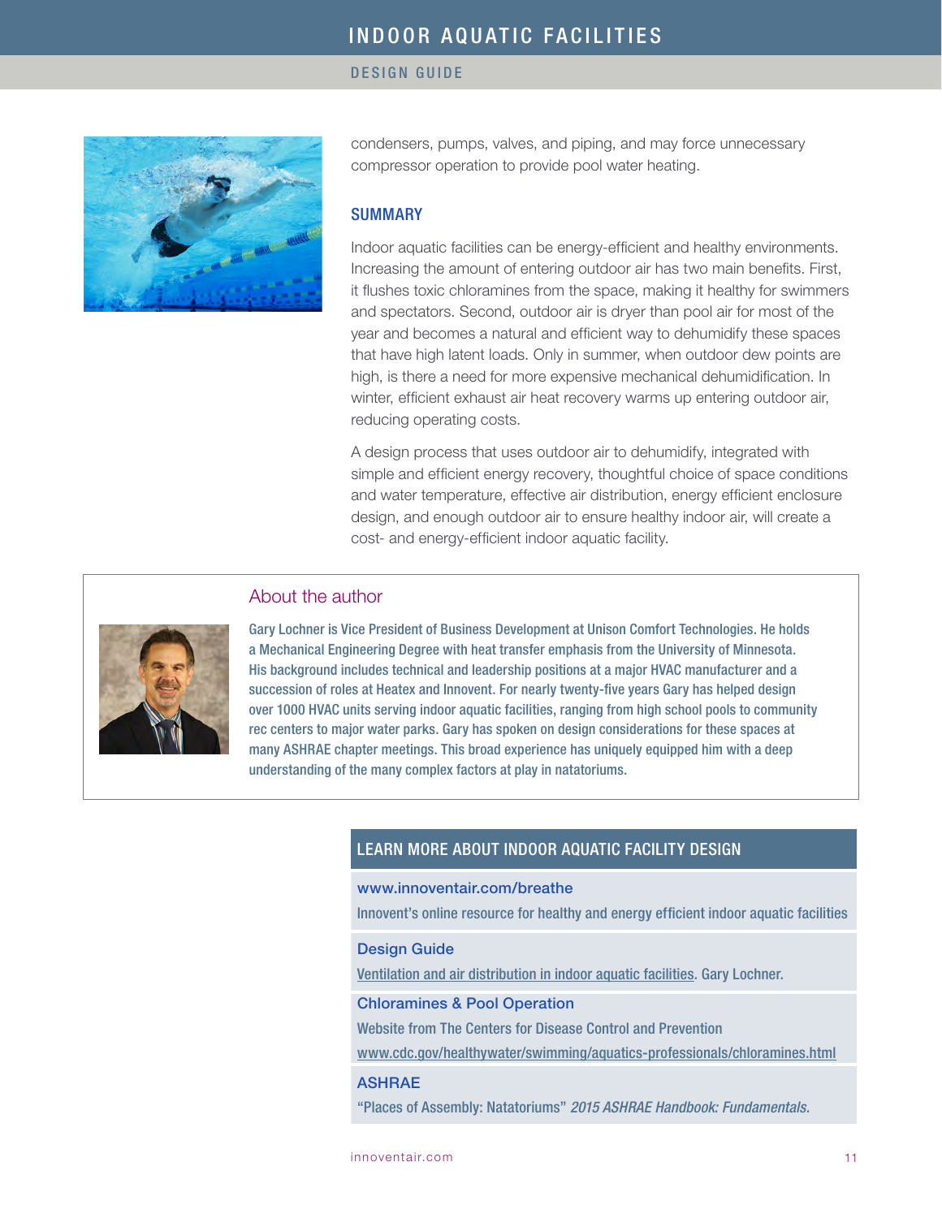condensers, pumps, valves, and piping, and may force unnecessary compressor operation to provide pool water heating.

## SUMMARY

Indoor aquatic facilities can be energy-efficient and healthy environments. Increasing the amount of entering outdoor air has two main benefits. First, it flushes toxic chloramines from the space, making it healthy for swimmers and spectators. Second, outdoor air is dryer than pool air for most of the year and becomes a natural and efficient way to dehumidify these spaces that have high latent loads. Only in summer, when outdoor dew points are high, is there a need for more expensive mechanical dehumidification. In winter, efficient exhaust air heat recovery warms up entering outdoor air, reducing operating costs.

A design process that uses outdoor air to dehumidify, integrated with simple and efficient energy recovery, thoughtful choice of space conditions and water temperature, effective air distribution, energy efficient enclosure design, and enough outdoor air to ensure healthy indoor air, will create a cost- and energy-efficient indoor aquatic facility.

## About the author

Gary Lochner is Vice President of Business Development at Unison Comfort Technologies. He holds a Mechanical Engineering Degree with heat transfer emphasis from the University of Minnesota. His background includes technical and leadership positions at a major HVAC manufacturer and a succession of roles at Heatex and Innovent. For nearly twenty-five years Gary has helped design over 1000 HVAC units serving indoor aquatic facilities, ranging from high school pools to community rec centers to major water parks. Gary has spoken on design considerations for these spaces at many ASHRAE chapter meetings. This broad experience has uniquely equipped him with a deep understanding of the many complex factors at play in natatoriums.

## LEARN MORE ABOUT INDOOR AQUATIC FACILITY DESIGN

**www.innoventair.com/breathe**
Innovent's online resource for healthy and energy efficient indoor aquatic facilities

**Design Guide**
Ventilation and air distribution in indoor aquatic facilities. Gary Lochner.

**Chloramines & Pool Operation**
Website from The Centers for Disease Control and Prevention
www.cdc.gov/healthywater/swimming/aquatics-professionals/chloramines.html

**ASHRAE**
"Places of Assembly: Natatoriums" *2015 ASHRAE Handbook: Fundamentals.*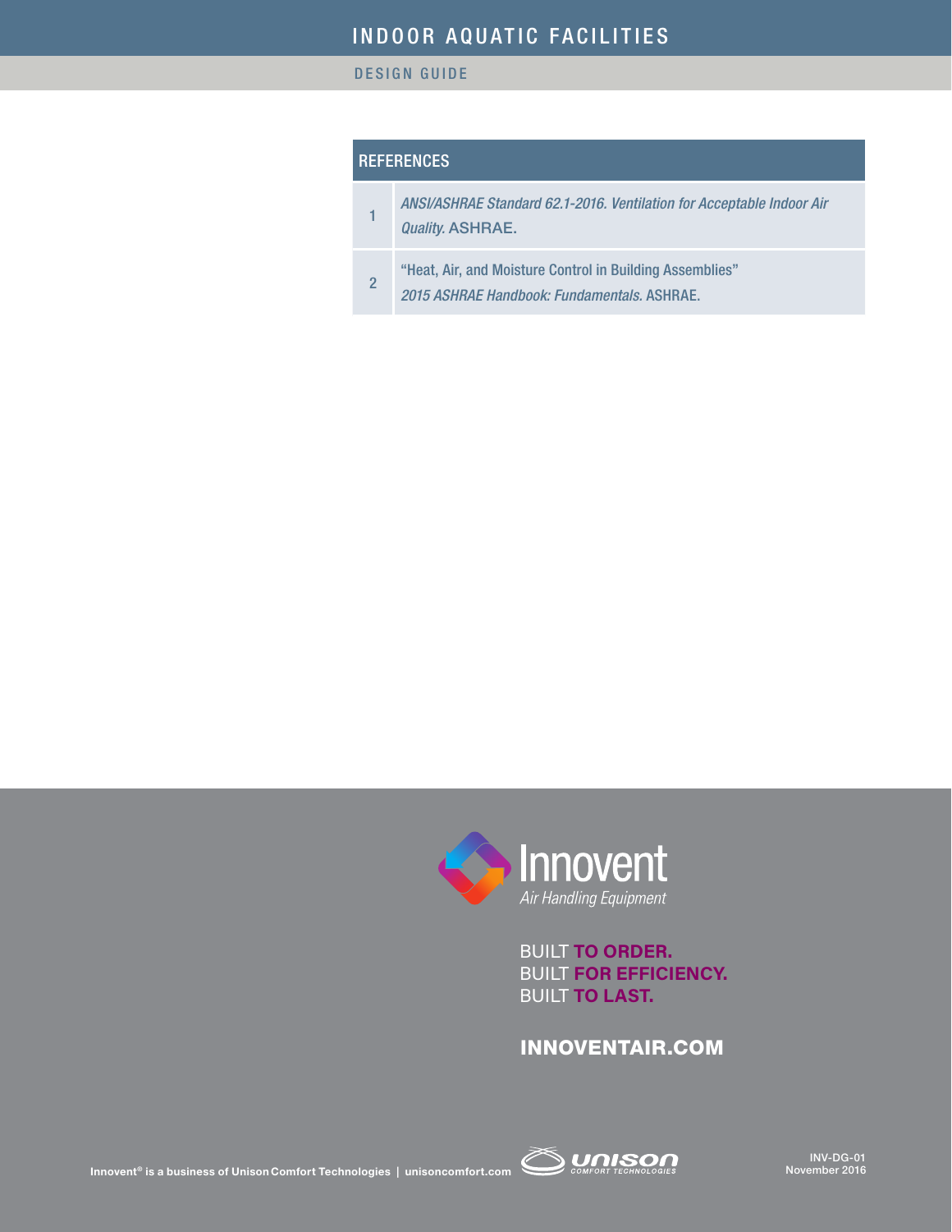## REFERENCES

| | |
|---|---|
| 1 | *ANSI/ASHRAE Standard 62.1-2016. Ventilation for Acceptable Indoor Air Quality.* ASHRAE. |
| 2 | "Heat, Air, and Moisture Control in Building Assemblies" *2015 ASHRAE Handbook: Fundamentals.* ASHRAE. |

Innovent
*Air Handling Equipment*

BUILT **TO ORDER.**
BUILT **FOR EFFICIENCY.**
BUILT **TO LAST.**

**INNOVENTAIR.COM**

**Innovent® is a business of Unison Comfort Technologies | unisoncomfort.com**

UNISON COMFORT TECHNOLOGIES

INV-DG-01
November 2016